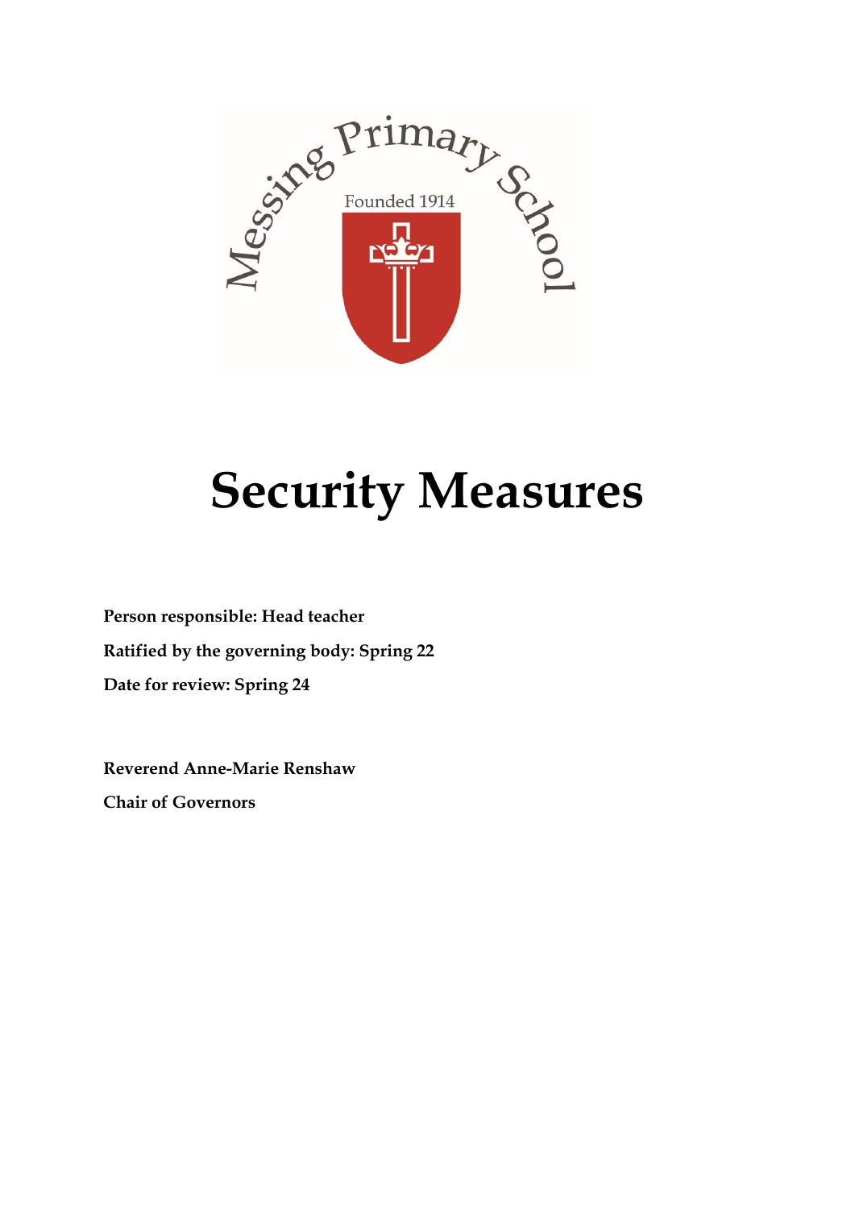Messing Primary School

Founded 1914

# Security Measures

**Person responsible: Head teacher**

**Ratified by the governing body: Spring 22**

**Date for review: Spring 24**

**Reverend Anne-Marie Renshaw**

**Chair of Governors**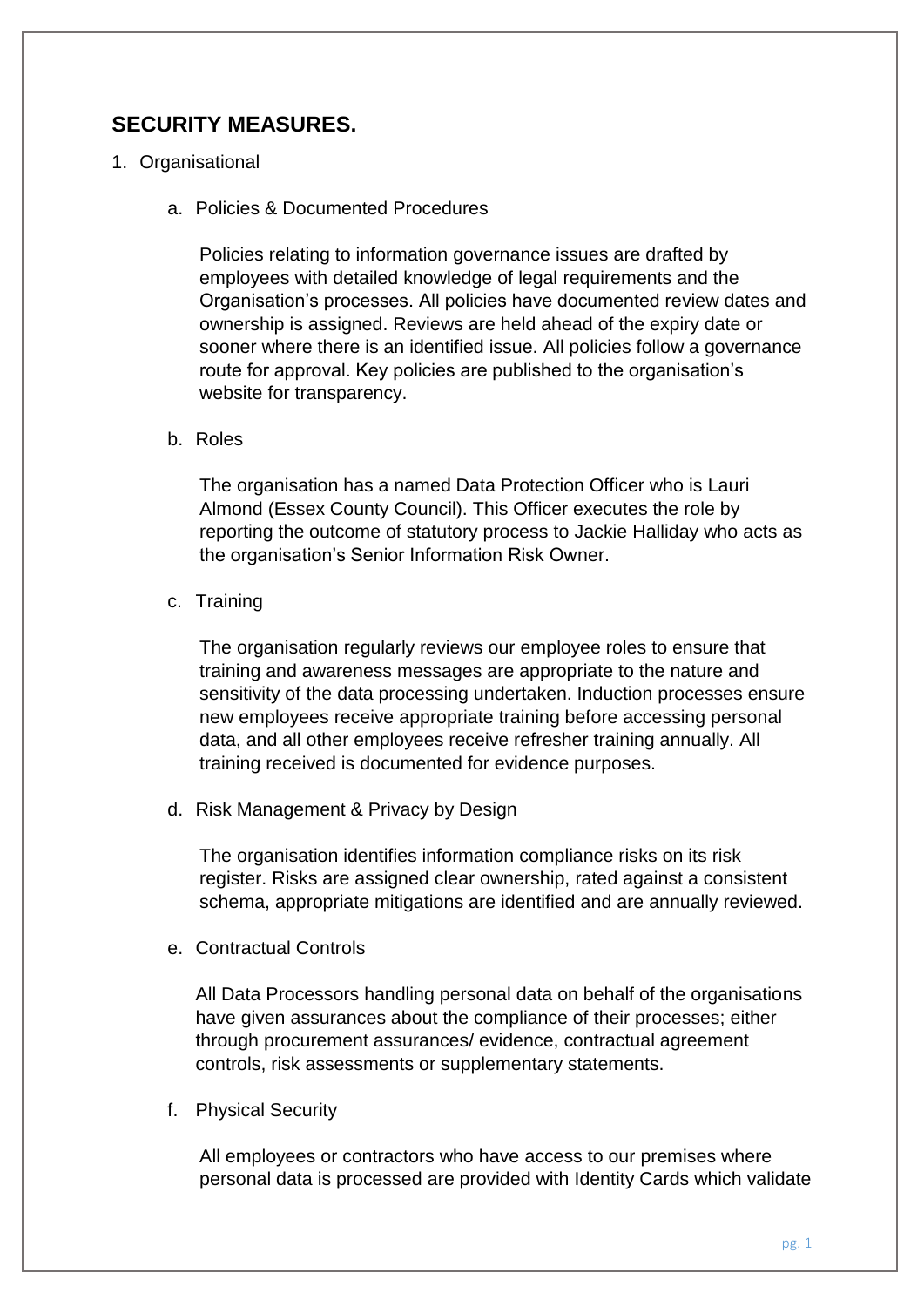## SECURITY MEASURES.

1. Organisational

   a. Policies & Documented Procedures

      Policies relating to information governance issues are drafted by employees with detailed knowledge of legal requirements and the Organisation's processes. All policies have documented review dates and ownership is assigned. Reviews are held ahead of the expiry date or sooner where there is an identified issue. All policies follow a governance route for approval. Key policies are published to the organisation's website for transparency.

   b. Roles

      The organisation has a named Data Protection Officer who is Lauri Almond (Essex County Council). This Officer executes the role by reporting the outcome of statutory process to Jackie Halliday who acts as the organisation's Senior Information Risk Owner.

   c. Training

      The organisation regularly reviews our employee roles to ensure that training and awareness messages are appropriate to the nature and sensitivity of the data processing undertaken. Induction processes ensure new employees receive appropriate training before accessing personal data, and all other employees receive refresher training annually. All training received is documented for evidence purposes.

   d. Risk Management & Privacy by Design

      The organisation identifies information compliance risks on its risk register. Risks are assigned clear ownership, rated against a consistent schema, appropriate mitigations are identified and are annually reviewed.

   e. Contractual Controls

      All Data Processors handling personal data on behalf of the organisations have given assurances about the compliance of their processes; either through procurement assurances/ evidence, contractual agreement controls, risk assessments or supplementary statements.

   f. Physical Security

      All employees or contractors who have access to our premises where personal data is processed are provided with Identity Cards which validate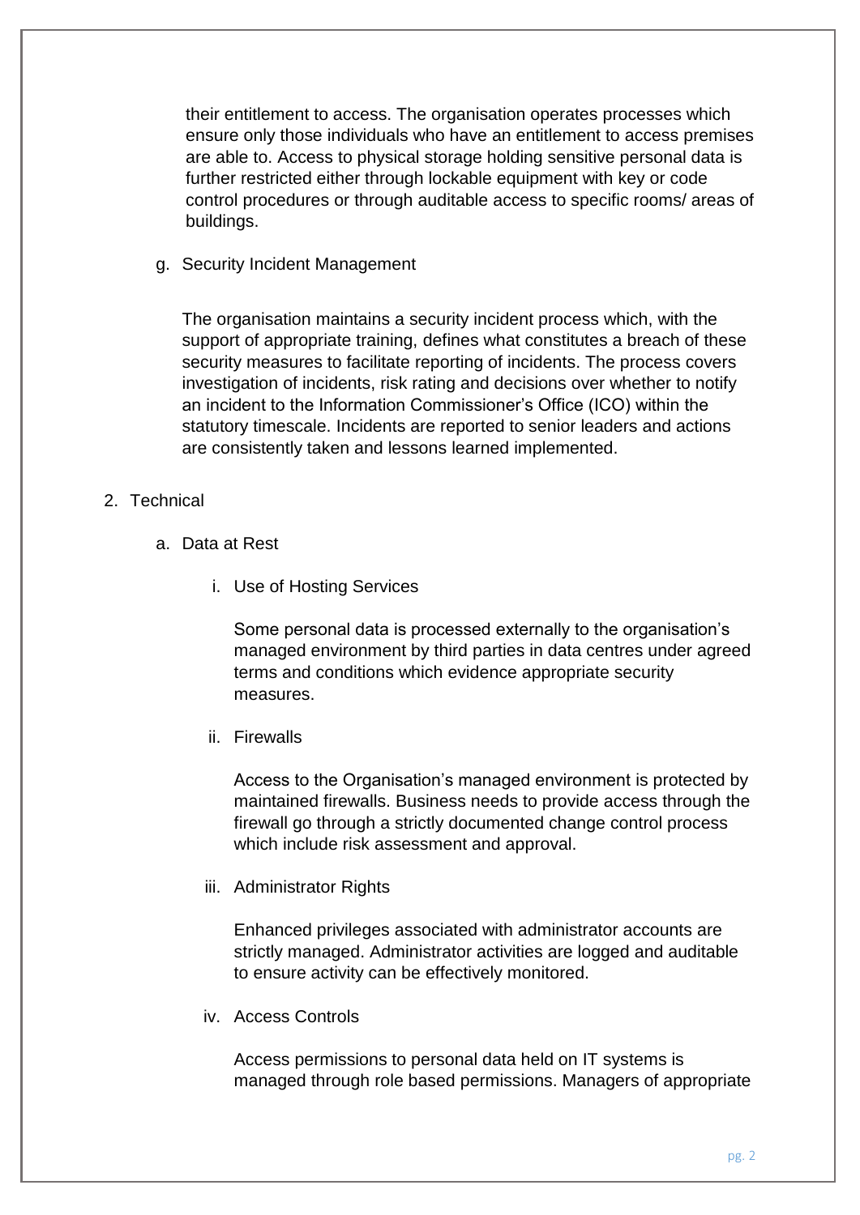their entitlement to access. The organisation operates processes which ensure only those individuals who have an entitlement to access premises are able to. Access to physical storage holding sensitive personal data is further restricted either through lockable equipment with key or code control procedures or through auditable access to specific rooms/ areas of buildings.

g. Security Incident Management

The organisation maintains a security incident process which, with the support of appropriate training, defines what constitutes a breach of these security measures to facilitate reporting of incidents. The process covers investigation of incidents, risk rating and decisions over whether to notify an incident to the Information Commissioner's Office (ICO) within the statutory timescale. Incidents are reported to senior leaders and actions are consistently taken and lessons learned implemented.

2. Technical

a. Data at Rest

i. Use of Hosting Services

Some personal data is processed externally to the organisation's managed environment by third parties in data centres under agreed terms and conditions which evidence appropriate security measures.

ii. Firewalls

Access to the Organisation's managed environment is protected by maintained firewalls. Business needs to provide access through the firewall go through a strictly documented change control process which include risk assessment and approval.

iii. Administrator Rights

Enhanced privileges associated with administrator accounts are strictly managed. Administrator activities are logged and auditable to ensure activity can be effectively monitored.

iv. Access Controls

Access permissions to personal data held on IT systems is managed through role based permissions. Managers of appropriate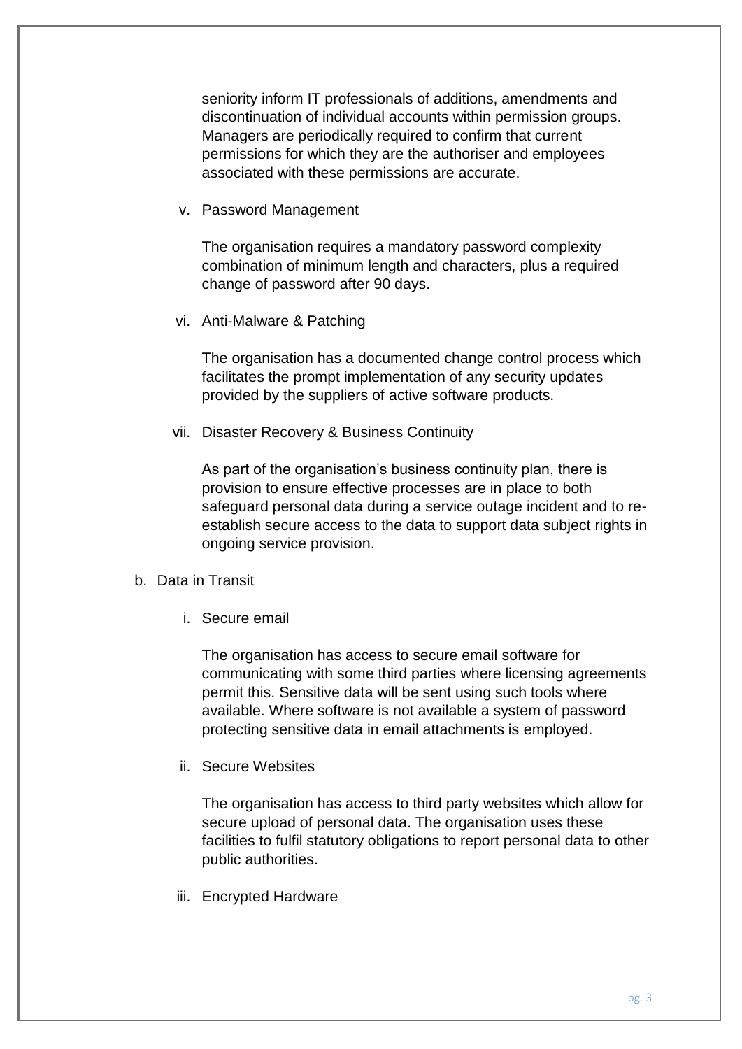seniority inform IT professionals of additions, amendments and discontinuation of individual accounts within permission groups. Managers are periodically required to confirm that current permissions for which they are the authoriser and employees associated with these permissions are accurate.

v. Password Management

   The organisation requires a mandatory password complexity combination of minimum length and characters, plus a required change of password after 90 days.

vi. Anti-Malware & Patching

   The organisation has a documented change control process which facilitates the prompt implementation of any security updates provided by the suppliers of active software products.

vii. Disaster Recovery & Business Continuity

   As part of the organisation's business continuity plan, there is provision to ensure effective processes are in place to both safeguard personal data during a service outage incident and to re-establish secure access to the data to support data subject rights in ongoing service provision.

b. Data in Transit

   i. Secure email

      The organisation has access to secure email software for communicating with some third parties where licensing agreements permit this. Sensitive data will be sent using such tools where available. Where software is not available a system of password protecting sensitive data in email attachments is employed.

   ii. Secure Websites

      The organisation has access to third party websites which allow for secure upload of personal data. The organisation uses these facilities to fulfil statutory obligations to report personal data to other public authorities.

   iii. Encrypted Hardware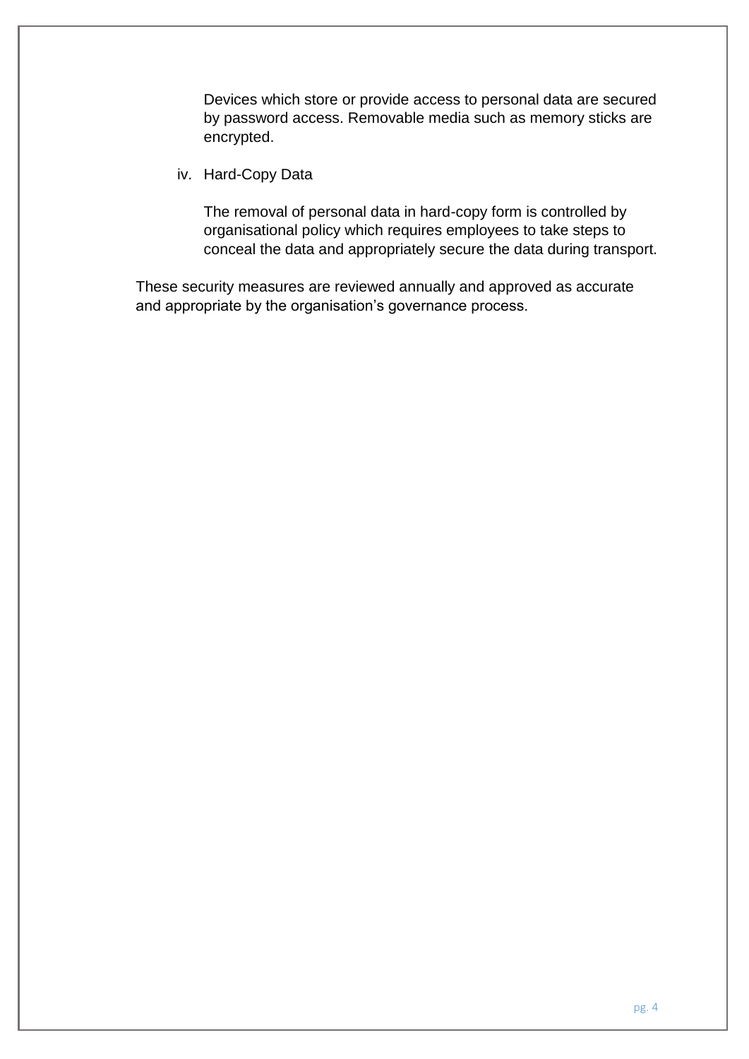Devices which store or provide access to personal data are secured by password access. Removable media such as memory sticks are encrypted.

iv. Hard-Copy Data

The removal of personal data in hard-copy form is controlled by organisational policy which requires employees to take steps to conceal the data and appropriately secure the data during transport.

These security measures are reviewed annually and approved as accurate and appropriate by the organisation's governance process.